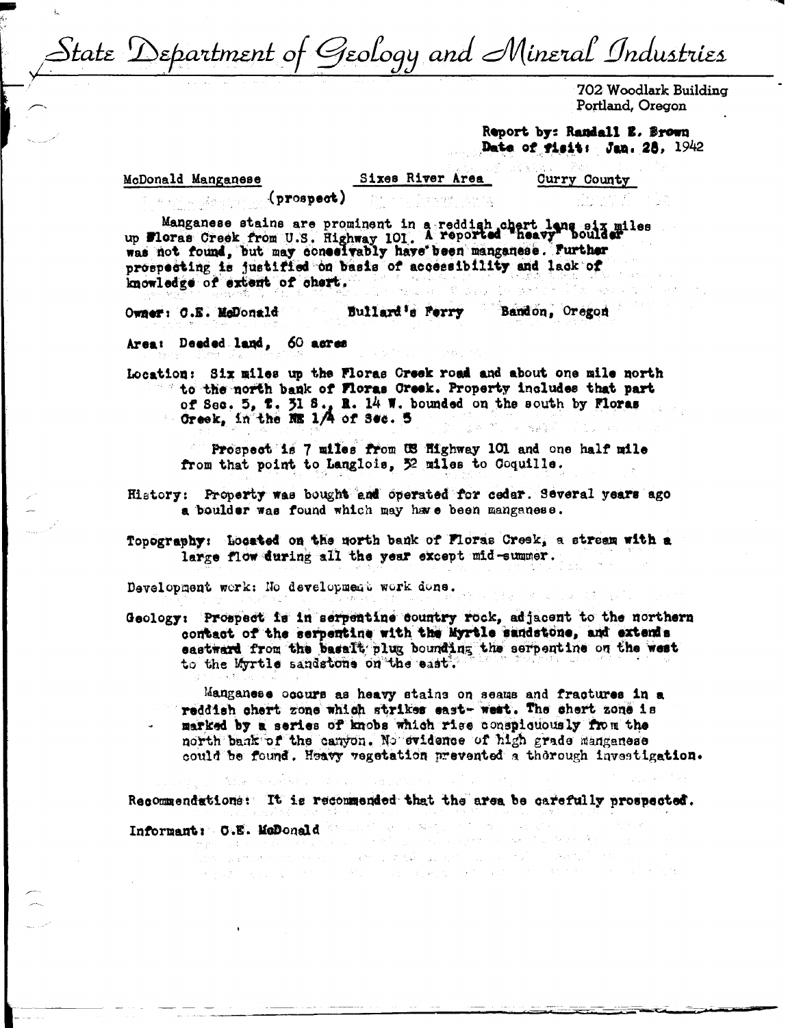# State Department of Geology and Mineral Industries

702 Woodlark Building
Portland, Oregon

**Report by: Randall E. Brown**
**Date of visit: Jan. 28, 1942**

McDonald Manganese (prospect) — Sixes River Area — Curry County

Manganese stains are prominent in a reddish chert lens six miles up Floras Creek from U.S. Highway 101. A reported "heavy" boulder was not found, but may conceivably have been manganese. Further prospecting is justified on basis of accessibility and lack of knowledge of extent of chert.

Owner: C.E. McDonald — Bullard's Ferry — Bandon, Oregon

Area: Deeded land, 60 acres

Location: Six miles up the Floras Creek road and about one mile north to the north bank of Floras Creek. Property includes that part of Sec. 5, T. 31 S., R. 14 W. bounded on the south by Floras Creek, in the NE 1/4 of Sec. 5

Prospect is 7 miles from US Highway 101 and one half mile from that point to Langlois, 32 miles to Coquille.

History: Property was bought and operated for cedar. Several years ago a boulder was found which may have been manganese.

Topography: Located on the north bank of Floras Creek, a stream with a large flow during all the year except mid-summer.

Development work: No development work done.

Geology: Prospect is in serpentine country rock, adjacent to the northern contact of the serpentine with the Myrtle sandstone, and extends eastward from the basalt plug bounding the serpentine on the west to the Myrtle sandstone on the east.

Manganese occurs as heavy stains on seams and fractures in a reddish chert zone which strikes east- west. The chert zone is marked by a series of knobs which rise conspicuously from the north bank of the canyon. No evidence of high grade manganese could be found. Heavy vegetation prevented a thorough investigation.

Recommendations: It is recommended that the area be carefully prospected.

Informant: C.E. McDonald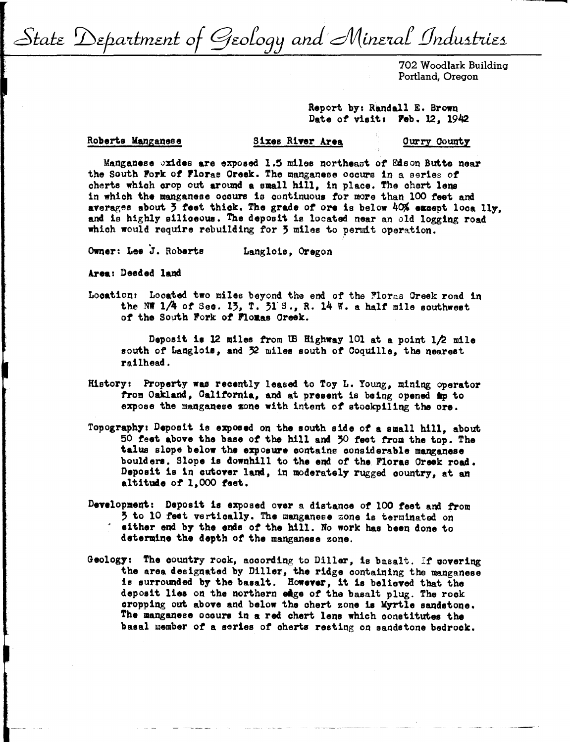# State Department of Geology and Mineral Industries

702 Woodlark Building
Portland, Oregon

Report by: Randall E. Brown
Date of visit: Feb. 12, 1942

Roberts Manganese | Sixes River Area | Curry County

Manganese oxides are exposed 1.5 miles northeast of Edson Butte near the South Fork of Floras Creek. The manganese occurs in a series of cherts which crop out around a small hill, in place. The chert lens in which the manganese occurs is continuous for more than 100 feet and averages about 3 feet thick. The grade of ore is below 40% except loca lly, and is highly siliceous. The deposit is located near an old logging road which would require rebuilding for 3 miles to permit operation.

Owner: Lee J. Roberts Langlois, Oregon

Area: Deeded land

Location: Located two miles beyond the end of the Floras Creek road in the NW 1/4 of Sec. 13, T. 31 S., R. 14 W. a half mile southwest of the South Fork of Flomas Creek.

Deposit is 12 miles from US Highway 101 at a point 1/2 mile south of Langlois, and 32 miles south of Coquille, the nearest railhead.

History: Property was recently leased to Toy L. Young, mining operator from Oakland, California, and at present is being opened up to expose the manganese zone with intent of stockpiling the ore.

Topography: Deposit is exposed on the south side of a small hill, about 50 feet above the base of the hill and 30 feet from the top. The talus slope below the exposure contains considerable manganese boulders. Slope is downhill to the end of the Floras Creek road. Deposit is in cutover land, in moderately rugged country, at an altitude of 1,000 feet.

Development: Deposit is exposed over a distance of 100 feet and from 3 to 10 feet vertically. The manganese zone is terminated on either end by the ends of the hill. No work has been done to determine the depth of the manganese zone.

Geology: The country rock, according to Diller, is basalt. If covering the area designated by Diller, the ridge containing the manganese is surrounded by the basalt. However, it is believed that the deposit lies on the northern edge of the basalt plug. The rock cropping out above and below the chert zone is Myrtle sandstone. The manganese occurs in a red chert lens which constitutes the basal member of a series of cherts resting on sandstone bedrock.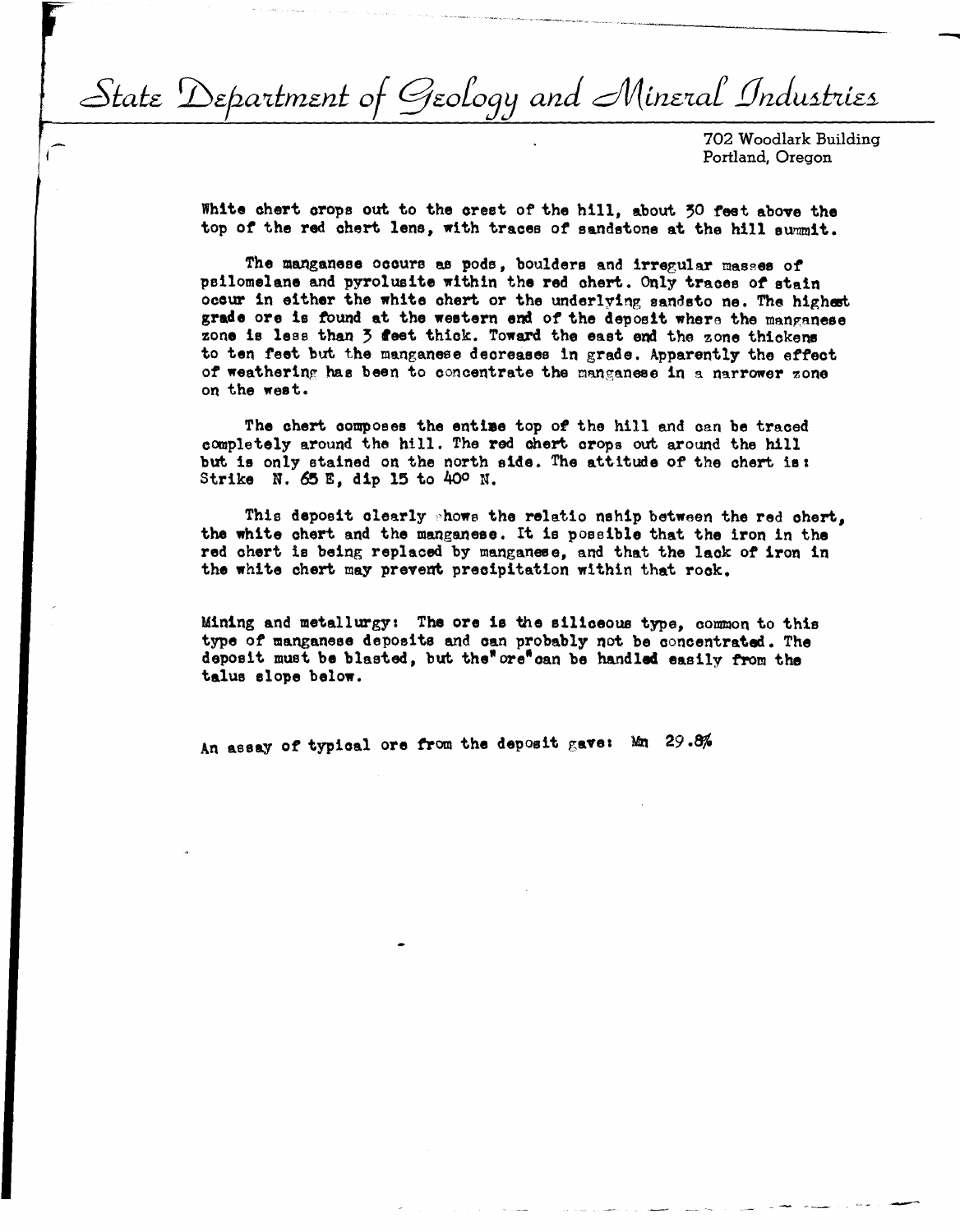# State Department of Geology and Mineral Industries

702 Woodlark Building
Portland, Oregon

White chert crops out to the crest of the hill, about 30 feet above the top of the red chert lens, with traces of sandstone at the hill summit.

The manganese occurs as pods, boulders and irregular masses of psilomelane and pyrolusite within the red chert. Only traces of stain occur in either the white chert or the underlying sandsto ne. The highest grade ore is found at the western end of the deposit where the manganese zone is less than 3 feet thick. Toward the east end the zone thickens to ten feet but the manganese decreases in grade. Apparently the effect of weathering has been to concentrate the manganese in a narrower zone on the west.

The chert composes the entire top of the hill and can be traced completely around the hill. The red chert crops out around the hill but is only stained on the north side. The attitude of the chert is: Strike N. 65 E, dip 15 to 40° N.

This deposit clearly shows the relatio nship between the red chert, the white chert and the manganese. It is possible that the iron in the red chert is being replaced by manganese, and that the lack of iron in the white chert may prevent precipitation within that rock.

Mining and metallurgy: The ore is the siliceous type, common to this type of manganese deposits and can probably not be concentrated. The deposit must be blasted, but the "ore" can be handled easily from the talus slope below.

An assay of typical ore from the deposit gave: Mn 29.8%